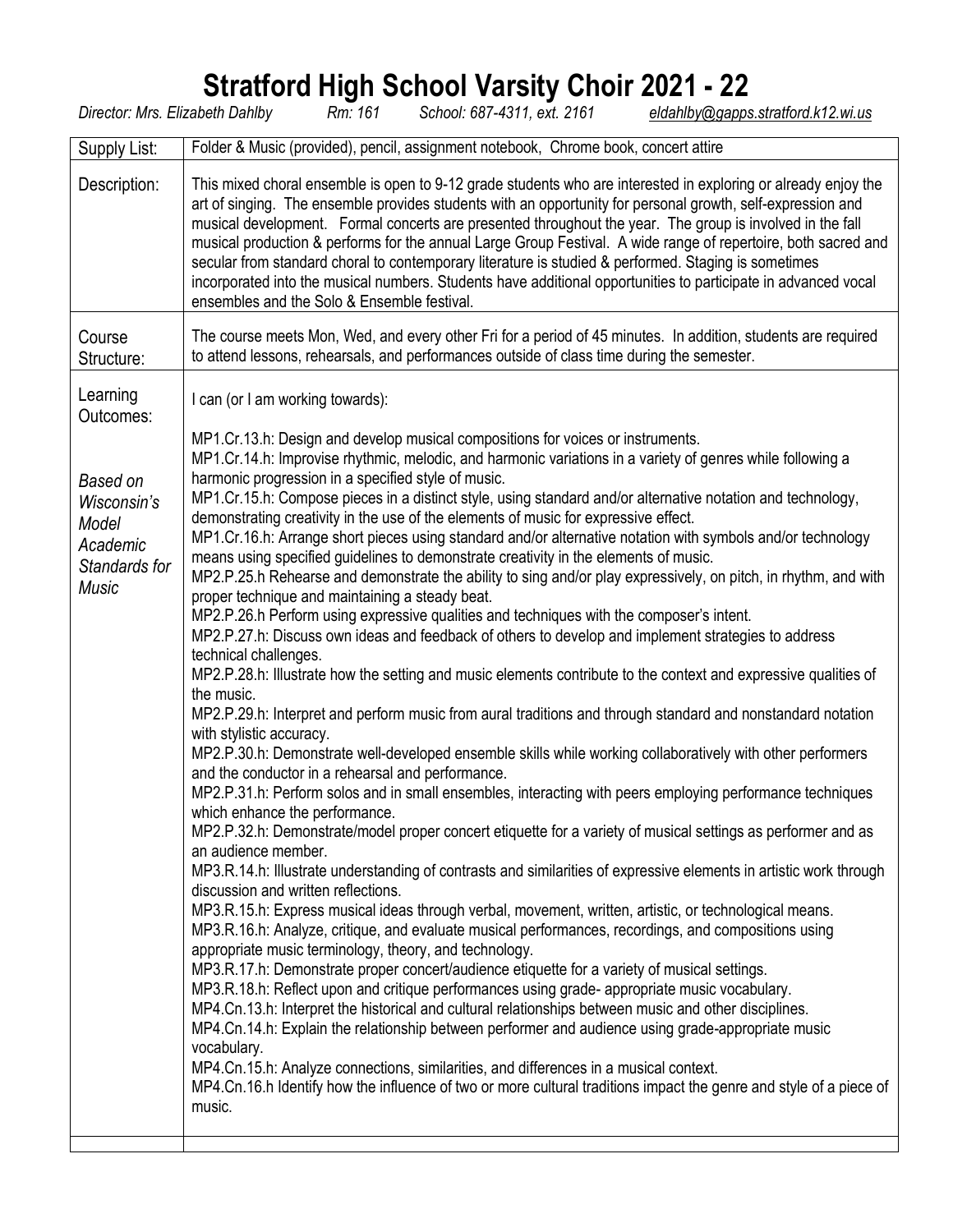# Stratford High School Varsity Choir 2021 - 22

*Director: Mrs. Elizabeth Dahlby* *Rm: 161* *School: 687-4311, ext. 2161* *eldahlby@gapps.stratford.k12.wi.us*

| | |
|---|---|
| Supply List: | Folder & Music (provided), pencil, assignment notebook, Chrome book, concert attire |
| Description: | This mixed choral ensemble is open to 9-12 grade students who are interested in exploring or already enjoy the art of singing. The ensemble provides students with an opportunity for personal growth, self-expression and musical development. Formal concerts are presented throughout the year. The group is involved in the fall musical production & performs for the annual Large Group Festival. A wide range of repertoire, both sacred and secular from standard choral to contemporary literature is studied & performed. Staging is sometimes incorporated into the musical numbers. Students have additional opportunities to participate in advanced vocal ensembles and the Solo & Ensemble festival. |
| Course Structure: | The course meets Mon, Wed, and every other Fri for a period of 45 minutes. In addition, students are required to attend lessons, rehearsals, and performances outside of class time during the semester. |
| Learning Outcomes:<br><br>*Based on Wisconsin's Model Academic Standards for Music* | I can (or I am working towards):<br><br>MP1.Cr.13.h: Design and develop musical compositions for voices or instruments.<br>MP1.Cr.14.h: Improvise rhythmic, melodic, and harmonic variations in a variety of genres while following a harmonic progression in a specified style of music.<br>MP1.Cr.15.h: Compose pieces in a distinct style, using standard and/or alternative notation and technology, demonstrating creativity in the use of the elements of music for expressive effect.<br>MP1.Cr.16.h: Arrange short pieces using standard and/or alternative notation with symbols and/or technology means using specified guidelines to demonstrate creativity in the elements of music.<br>MP2.P.25.h Rehearse and demonstrate the ability to sing and/or play expressively, on pitch, in rhythm, and with proper technique and maintaining a steady beat.<br>MP2.P.26.h Perform using expressive qualities and techniques with the composer's intent.<br>MP2.P.27.h: Discuss own ideas and feedback of others to develop and implement strategies to address technical challenges.<br>MP2.P.28.h: Illustrate how the setting and music elements contribute to the context and expressive qualities of the music.<br>MP2.P.29.h: Interpret and perform music from aural traditions and through standard and nonstandard notation with stylistic accuracy.<br>MP2.P.30.h: Demonstrate well-developed ensemble skills while working collaboratively with other performers and the conductor in a rehearsal and performance.<br>MP2.P.31.h: Perform solos and in small ensembles, interacting with peers employing performance techniques which enhance the performance.<br>MP2.P.32.h: Demonstrate/model proper concert etiquette for a variety of musical settings as performer and as an audience member.<br>MP3.R.14.h: Illustrate understanding of contrasts and similarities of expressive elements in artistic work through discussion and written reflections.<br>MP3.R.15.h: Express musical ideas through verbal, movement, written, artistic, or technological means.<br>MP3.R.16.h: Analyze, critique, and evaluate musical performances, recordings, and compositions using appropriate music terminology, theory, and technology.<br>MP3.R.17.h: Demonstrate proper concert/audience etiquette for a variety of musical settings.<br>MP3.R.18.h: Reflect upon and critique performances using grade- appropriate music vocabulary.<br>MP4.Cn.13.h: Interpret the historical and cultural relationships between music and other disciplines.<br>MP4.Cn.14.h: Explain the relationship between performer and audience using grade-appropriate music vocabulary.<br>MP4.Cn.15.h: Analyze connections, similarities, and differences in a musical context.<br>MP4.Cn.16.h Identify how the influence of two or more cultural traditions impact the genre and style of a piece of music. |
| | |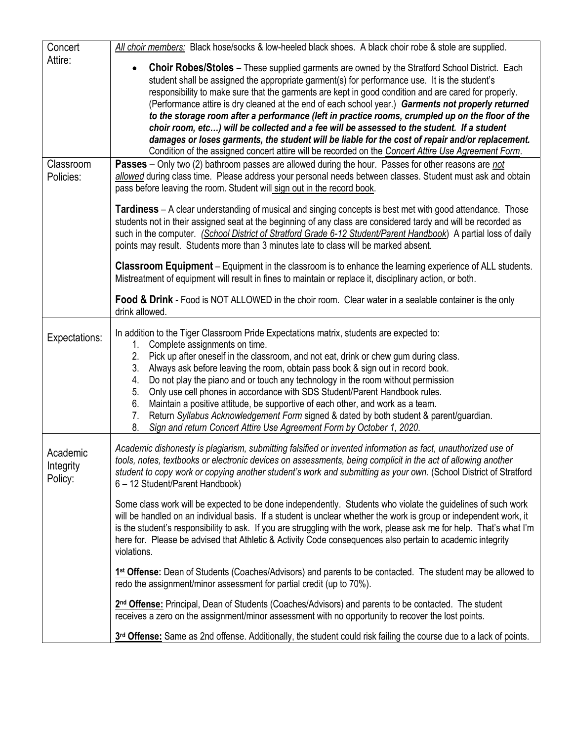| | |
|---|---|
| Concert Attire: | <u>*All choir members:*</u> Black hose/socks & low-heeled black shoes. A black choir robe & stole are supplied.<br><br>• **Choir Robes/Stoles** – These supplied garments are owned by the Stratford School District. Each student shall be assigned the appropriate garment(s) for performance use. It is the student's responsibility to make sure that the garments are kept in good condition and are cared for properly. (Performance attire is dry cleaned at the end of each school year.) ***Garments not properly returned to the storage room after a performance (left in practice rooms, crumpled up on the floor of the choir room, etc…) will be collected and a fee will be assessed to the student. If a student damages or loses garments, the student will be liable for the cost of repair and/or replacement.*** Condition of the assigned concert attire will be recorded on the <u>*Concert Attire Use Agreement Form*</u>. |
| Classroom Policies: | **Passes** – Only two (2) bathroom passes are allowed during the hour. Passes for other reasons are <u>*not allowed*</u> during class time. Please address your personal needs between classes. Student must ask and obtain pass before leaving the room. Student will <u>sign out in the record book</u>.<br><br>**Tardiness** – A clear understanding of musical and singing concepts is best met with good attendance. Those students not in their assigned seat at the beginning of any class are considered tardy and will be recorded as such in the computer. *(<u>School District of Stratford Grade 6-12 Student/Parent Handbook</u>)* A partial loss of daily points may result. Students more than 3 minutes late to class will be marked absent.<br><br>**Classroom Equipment** – Equipment in the classroom is to enhance the learning experience of ALL students. Mistreatment of equipment will result in fines to maintain or replace it, disciplinary action, or both.<br><br>**Food & Drink** - Food is NOT ALLOWED in the choir room. Clear water in a sealable container is the only drink allowed. |
| Expectations: | In addition to the Tiger Classroom Pride Expectations matrix, students are expected to:<br>1. Complete assignments on time.<br>2. Pick up after oneself in the classroom, and not eat, drink or chew gum during class.<br>3. Always ask before leaving the room, obtain pass book & sign out in record book.<br>4. Do not play the piano and or touch any technology in the room without permission<br>5. Only use cell phones in accordance with SDS Student/Parent Handbook rules.<br>6. Maintain a positive attitude, be supportive of each other, and work as a team.<br>7. Return *Syllabus Acknowledgement Form* signed & dated by both student & parent/guardian.<br>8. *Sign and return Concert Attire Use Agreement Form by October 1, 2020*. |
| Academic Integrity Policy: | *Academic dishonesty is plagiarism, submitting falsified or invented information as fact, unauthorized use of tools, notes, textbooks or electronic devices on assessments, being complicit in the act of allowing another student to copy work or copying another student's work and submitting as your own.* (School District of Stratford 6 – 12 Student/Parent Handbook)<br><br>Some class work will be expected to be done independently. Students who violate the guidelines of such work will be handled on an individual basis. If a student is unclear whether the work is group or independent work, it is the student's responsibility to ask. If you are struggling with the work, please ask me for help. That's what I'm here for. Please be advised that Athletic & Activity Code consequences also pertain to academic integrity violations.<br><br><u>**1st Offense:**</u> Dean of Students (Coaches/Advisors) and parents to be contacted. The student may be allowed to redo the assignment/minor assessment for partial credit (up to 70%).<br><br><u>**2nd Offense:**</u> Principal, Dean of Students (Coaches/Advisors) and parents to be contacted. The student receives a zero on the assignment/minor assessment with no opportunity to recover the lost points.<br><br><u>**3rd Offense:**</u> Same as 2nd offense. Additionally, the student could risk failing the course due to a lack of points. |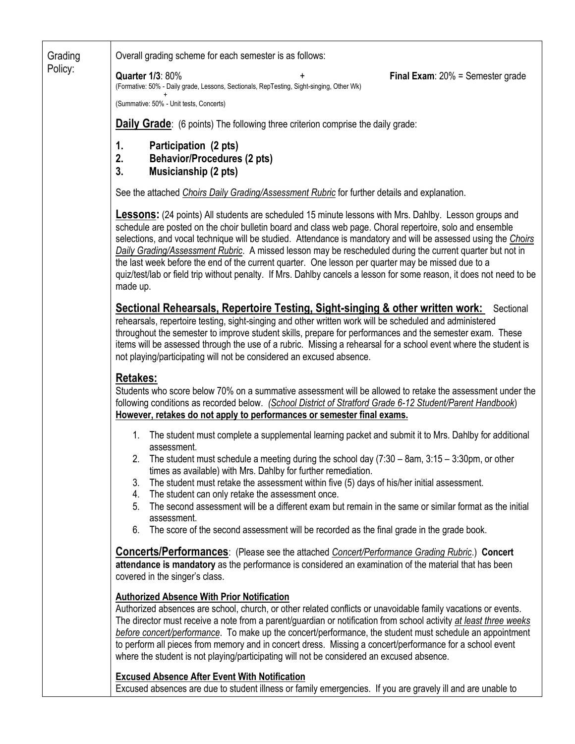Grading Policy:

Overall grading scheme for each semester is as follows:

**Quarter 1/3**: 80% + **Final Exam**: 20% = Semester grade

(Formative: 50% - Daily grade, Lessons, Sectionals, RepTesting, Sight-singing, Other Wk)

+

(Summative: 50% - Unit tests, Concerts)

**Daily Grade**: (6 points) The following three criterion comprise the daily grade:

1. **Participation (2 pts)**
2. **Behavior/Procedures (2 pts)**
3. **Musicianship (2 pts)**

See the attached *Choirs Daily Grading/Assessment Rubric* for further details and explanation.

**Lessons:** (24 points) All students are scheduled 15 minute lessons with Mrs. Dahlby. Lesson groups and schedule are posted on the choir bulletin board and class web page. Choral repertoire, solo and ensemble selections, and vocal technique will be studied. Attendance is mandatory and will be assessed using the *Choirs Daily Grading/Assessment Rubric*. A missed lesson may be rescheduled during the current quarter but not in the last week before the end of the current quarter. One lesson per quarter may be missed due to a quiz/test/lab or field trip without penalty. If Mrs. Dahlby cancels a lesson for some reason, it does not need to be made up.

**Sectional Rehearsals, Repertoire Testing, Sight-singing & other written work:** Sectional rehearsals, repertoire testing, sight-singing and other written work will be scheduled and administered throughout the semester to improve student skills, prepare for performances and the semester exam. These items will be assessed through the use of a rubric. Missing a rehearsal for a school event where the student is not playing/participating will not be considered an excused absence.

**Retakes:**

Students who score below 70% on a summative assessment will be allowed to retake the assessment under the following conditions as recorded below. (*School District of Stratford Grade 6-12 Student/Parent Handbook*) **However, retakes do not apply to performances or semester final exams.**

1. The student must complete a supplemental learning packet and submit it to Mrs. Dahlby for additional assessment.
2. The student must schedule a meeting during the school day (7:30 – 8am, 3:15 – 3:30pm, or other times as available) with Mrs. Dahlby for further remediation.
3. The student must retake the assessment within five (5) days of his/her initial assessment.
4. The student can only retake the assessment once.
5. The second assessment will be a different exam but remain in the same or similar format as the initial assessment.
6. The score of the second assessment will be recorded as the final grade in the grade book.

**Concerts/Performances**: (Please see the attached *Concert/Performance Grading Rubric*.) **Concert attendance is mandatory** as the performance is considered an examination of the material that has been covered in the singer's class.

**Authorized Absence With Prior Notification**

Authorized absences are school, church, or other related conflicts or unavoidable family vacations or events. The director must receive a note from a parent/guardian or notification from school activity *at least three weeks before concert/performance*. To make up the concert/performance, the student must schedule an appointment to perform all pieces from memory and in concert dress. Missing a concert/performance for a school event where the student is not playing/participating will not be considered an excused absence.

**Excused Absence After Event With Notification**

Excused absences are due to student illness or family emergencies. If you are gravely ill and are unable to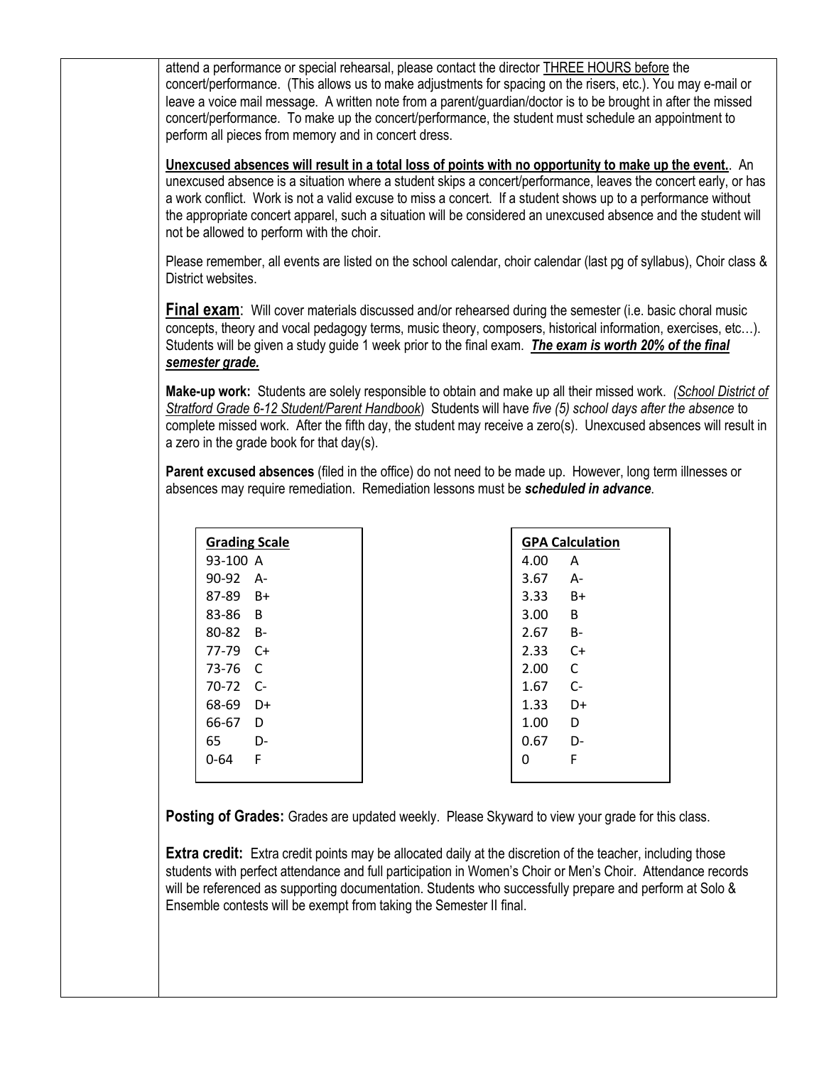attend a performance or special rehearsal, please contact the director <u>THREE HOURS before</u> the concert/performance. (This allows us to make adjustments for spacing on the risers, etc.). You may e-mail or leave a voice mail message. A written note from a parent/guardian/doctor is to be brought in after the missed concert/performance. To make up the concert/performance, the student must schedule an appointment to perform all pieces from memory and in concert dress.

**<u>Unexcused absences will result in a total loss of points with no opportunity to make up the event.</u>**. An unexcused absence is a situation where a student skips a concert/performance, leaves the concert early, or has a work conflict. Work is not a valid excuse to miss a concert. If a student shows up to a performance without the appropriate concert apparel, such a situation will be considered an unexcused absence and the student will not be allowed to perform with the choir.

Please remember, all events are listed on the school calendar, choir calendar (last pg of syllabus), Choir class & District websites.

**<u>Final exam</u>**: Will cover materials discussed and/or rehearsed during the semester (i.e. basic choral music concepts, theory and vocal pedagogy terms, music theory, composers, historical information, exercises, etc…). Students will be given a study guide 1 week prior to the final exam. ***<u>The exam is worth 20% of the final semester grade.</u>***

**Make-up work:** Students are solely responsible to obtain and make up all their missed work. *(<u>School District of Stratford Grade 6-12 Student/Parent Handbook</u>)* Students will have *five (5) school days after the absence* to complete missed work. After the fifth day, the student may receive a zero(s). Unexcused absences will result in a zero in the grade book for that day(s).

**Parent excused absences** (filed in the office) do not need to be made up. However, long term illnesses or absences may require remediation. Remediation lessons must be ***scheduled in advance***.

| Grading Scale | |
|---|---|
| 93-100 | A |
| 90-92 | A- |
| 87-89 | B+ |
| 83-86 | B |
| 80-82 | B- |
| 77-79 | C+ |
| 73-76 | C |
| 70-72 | C- |
| 68-69 | D+ |
| 66-67 | D |
| 65 | D- |
| 0-64 | F |

| GPA Calculation | |
|---|---|
| 4.00 | A |
| 3.67 | A- |
| 3.33 | B+ |
| 3.00 | B |
| 2.67 | B- |
| 2.33 | C+ |
| 2.00 | C |
| 1.67 | C- |
| 1.33 | D+ |
| 1.00 | D |
| 0.67 | D- |
| 0 | F |

**Posting of Grades:** Grades are updated weekly. Please Skyward to view your grade for this class.

**Extra credit:** Extra credit points may be allocated daily at the discretion of the teacher, including those students with perfect attendance and full participation in Women's Choir or Men's Choir. Attendance records will be referenced as supporting documentation. Students who successfully prepare and perform at Solo & Ensemble contests will be exempt from taking the Semester II final.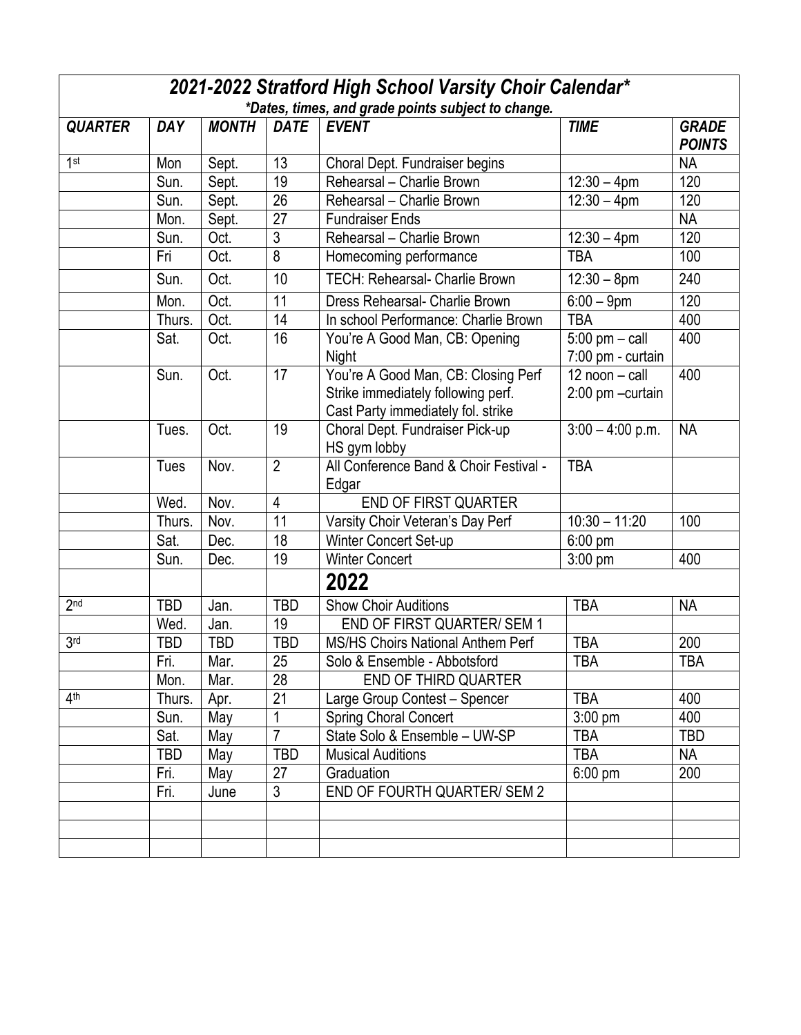## *2021-2022 Stratford High School Varsity Choir Calendar**

***Dates, times, and grade points subject to change.***

| *QUARTER* | *DAY* | *MONTH* | *DATE* | *EVENT* | *TIME* | *GRADE POINTS* |
|---|---|---|---|---|---|---|
| 1st | Mon | Sept. | 13 | Choral Dept. Fundraiser begins | | NA |
| | Sun. | Sept. | 19 | Rehearsal – Charlie Brown | 12:30 – 4pm | 120 |
| | Sun. | Sept. | 26 | Rehearsal – Charlie Brown | 12:30 – 4pm | 120 |
| | Mon. | Sept. | 27 | Fundraiser Ends | | NA |
| | Sun. | Oct. | 3 | Rehearsal – Charlie Brown | 12:30 – 4pm | 120 |
| | Fri | Oct. | 8 | Homecoming performance | TBA | 100 |
| | Sun. | Oct. | 10 | TECH: Rehearsal- Charlie Brown | 12:30 – 8pm | 240 |
| | Mon. | Oct. | 11 | Dress Rehearsal- Charlie Brown | 6:00 – 9pm | 120 |
| | Thurs. | Oct. | 14 | In school Performance: Charlie Brown | TBA | 400 |
| | Sat. | Oct. | 16 | You're A Good Man, CB: Opening Night | 5:00 pm – call 7:00 pm - curtain | 400 |
| | Sun. | Oct. | 17 | You're A Good Man, CB: Closing Perf Strike immediately following perf. Cast Party immediately fol. strike | 12 noon – call 2:00 pm –curtain | 400 |
| | Tues. | Oct. | 19 | Choral Dept. Fundraiser Pick-up HS gym lobby | 3:00 – 4:00 p.m. | NA |
| | Tues | Nov. | 2 | All Conference Band & Choir Festival - Edgar | TBA | |
| | Wed. | Nov. | 4 | END OF FIRST QUARTER | | |
| | Thurs. | Nov. | 11 | Varsity Choir Veteran's Day Perf | 10:30 – 11:20 | 100 |
| | Sat. | Dec. | 18 | Winter Concert Set-up | 6:00 pm | |
| | Sun. | Dec. | 19 | Winter Concert | 3:00 pm | 400 |
| | | | | **2022** | | |
| 2nd | TBD | Jan. | TBD | Show Choir Auditions | TBA | NA |
| | Wed. | Jan. | 19 | END OF FIRST QUARTER/ SEM 1 | | |
| 3rd | TBD | TBD | TBD | MS/HS Choirs National Anthem Perf | TBA | 200 |
| | Fri. | Mar. | 25 | Solo & Ensemble - Abbotsford | TBA | TBA |
| | Mon. | Mar. | 28 | END OF THIRD QUARTER | | |
| 4th | Thurs. | Apr. | 21 | Large Group Contest – Spencer | TBA | 400 |
| | Sun. | May | 1 | Spring Choral Concert | 3:00 pm | 400 |
| | Sat. | May | 7 | State Solo & Ensemble – UW-SP | TBA | TBD |
| | TBD | May | TBD | Musical Auditions | TBA | NA |
| | Fri. | May | 27 | Graduation | 6:00 pm | 200 |
| | Fri. | June | 3 | END OF FOURTH QUARTER/ SEM 2 | | |
| | | | | | | |
| | | | | | | |
| | | | | | | |